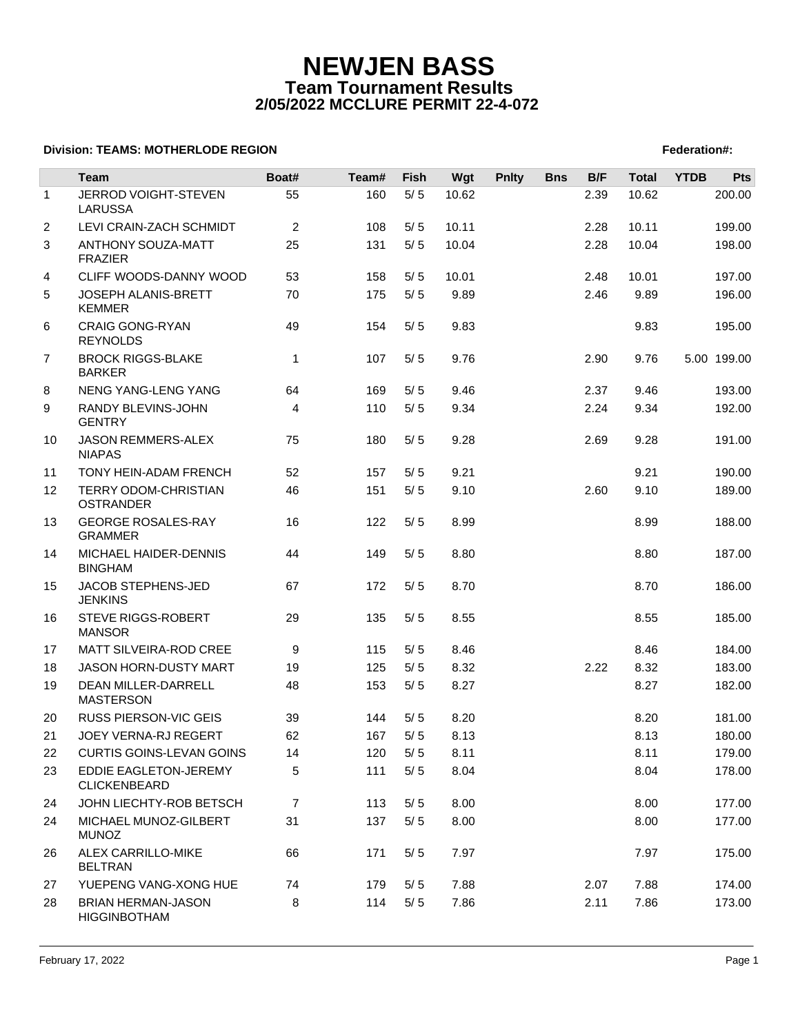# NEWJEN BASS

## Team Tournament Results

## 2/05/2022 MCCLURE PERMIT 22-4-072

**Division: TEAMS: MOTHERLODE REGION** **Federation#:**

| | Team | Boat# | Team# | Fish | Wgt | Pnlty | Bns | B/F | Total | YTDB | Pts |
|---|---|---|---|---|---|---|---|---|---|---|---|
| 1 | JERROD VOIGHT-STEVEN LARUSSA | 55 | 160 | 5/ 5 | 10.62 | | | 2.39 | 10.62 | | 200.00 |
| 2 | LEVI CRAIN-ZACH SCHMIDT | 2 | 108 | 5/ 5 | 10.11 | | | 2.28 | 10.11 | | 199.00 |
| 3 | ANTHONY SOUZA-MATT FRAZIER | 25 | 131 | 5/ 5 | 10.04 | | | 2.28 | 10.04 | | 198.00 |
| 4 | CLIFF WOODS-DANNY WOOD | 53 | 158 | 5/ 5 | 10.01 | | | 2.48 | 10.01 | | 197.00 |
| 5 | JOSEPH ALANIS-BRETT KEMMER | 70 | 175 | 5/ 5 | 9.89 | | | 2.46 | 9.89 | | 196.00 |
| 6 | CRAIG GONG-RYAN REYNOLDS | 49 | 154 | 5/ 5 | 9.83 | | | | 9.83 | | 195.00 |
| 7 | BROCK RIGGS-BLAKE BARKER | 1 | 107 | 5/ 5 | 9.76 | | | 2.90 | 9.76 | 5.00 | 199.00 |
| 8 | NENG YANG-LENG YANG | 64 | 169 | 5/ 5 | 9.46 | | | 2.37 | 9.46 | | 193.00 |
| 9 | RANDY BLEVINS-JOHN GENTRY | 4 | 110 | 5/ 5 | 9.34 | | | 2.24 | 9.34 | | 192.00 |
| 10 | JASON REMMERS-ALEX NIAPAS | 75 | 180 | 5/ 5 | 9.28 | | | 2.69 | 9.28 | | 191.00 |
| 11 | TONY HEIN-ADAM FRENCH | 52 | 157 | 5/ 5 | 9.21 | | | | 9.21 | | 190.00 |
| 12 | TERRY ODOM-CHRISTIAN OSTRANDER | 46 | 151 | 5/ 5 | 9.10 | | | 2.60 | 9.10 | | 189.00 |
| 13 | GEORGE ROSALES-RAY GRAMMER | 16 | 122 | 5/ 5 | 8.99 | | | | 8.99 | | 188.00 |
| 14 | MICHAEL HAIDER-DENNIS BINGHAM | 44 | 149 | 5/ 5 | 8.80 | | | | 8.80 | | 187.00 |
| 15 | JACOB STEPHENS-JED JENKINS | 67 | 172 | 5/ 5 | 8.70 | | | | 8.70 | | 186.00 |
| 16 | STEVE RIGGS-ROBERT MANSOR | 29 | 135 | 5/ 5 | 8.55 | | | | 8.55 | | 185.00 |
| 17 | MATT SILVEIRA-ROD CREE | 9 | 115 | 5/ 5 | 8.46 | | | | 8.46 | | 184.00 |
| 18 | JASON HORN-DUSTY MART | 19 | 125 | 5/ 5 | 8.32 | | | 2.22 | 8.32 | | 183.00 |
| 19 | DEAN MILLER-DARRELL MASTERSON | 48 | 153 | 5/ 5 | 8.27 | | | | 8.27 | | 182.00 |
| 20 | RUSS PIERSON-VIC GEIS | 39 | 144 | 5/ 5 | 8.20 | | | | 8.20 | | 181.00 |
| 21 | JOEY VERNA-RJ REGERT | 62 | 167 | 5/ 5 | 8.13 | | | | 8.13 | | 180.00 |
| 22 | CURTIS GOINS-LEVAN GOINS | 14 | 120 | 5/ 5 | 8.11 | | | | 8.11 | | 179.00 |
| 23 | EDDIE EAGLETON-JEREMY CLICKENBEARD | 5 | 111 | 5/ 5 | 8.04 | | | | 8.04 | | 178.00 |
| 24 | JOHN LIECHTY-ROB BETSCH | 7 | 113 | 5/ 5 | 8.00 | | | | 8.00 | | 177.00 |
| 24 | MICHAEL MUNOZ-GILBERT MUNOZ | 31 | 137 | 5/ 5 | 8.00 | | | | 8.00 | | 177.00 |
| 26 | ALEX CARRILLO-MIKE BELTRAN | 66 | 171 | 5/ 5 | 7.97 | | | | 7.97 | | 175.00 |
| 27 | YUEPENG VANG-XONG HUE | 74 | 179 | 5/ 5 | 7.88 | | | 2.07 | 7.88 | | 174.00 |
| 28 | BRIAN HERMAN-JASON HIGGINBOTHAM | 8 | 114 | 5/ 5 | 7.86 | | | 2.11 | 7.86 | | 173.00 |

February 17, 2022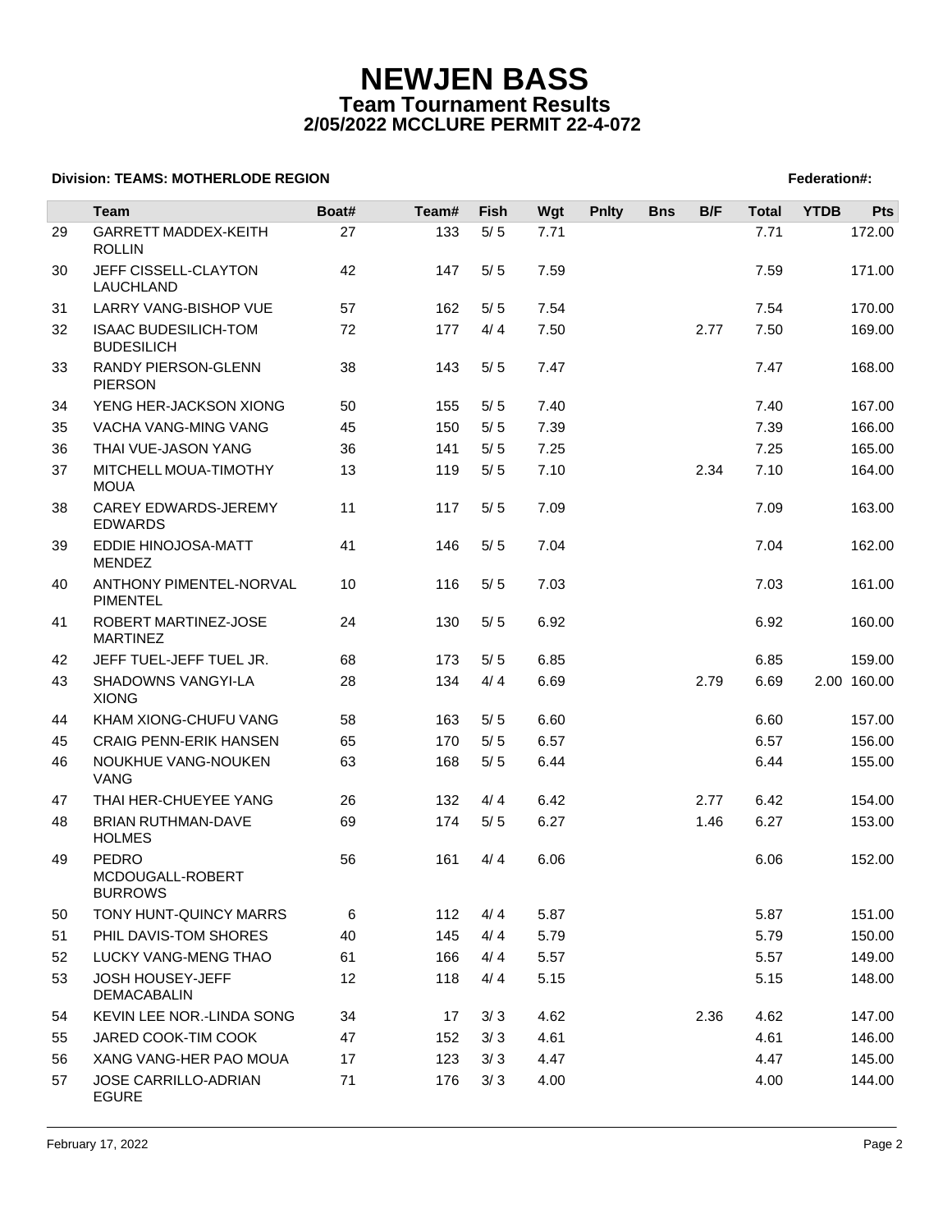# NEWJEN BASS

## Team Tournament Results

### 2/05/2022 MCCLURE PERMIT 22-4-072

**Division: TEAMS: MOTHERLODE REGION** **Federation#:**

| | Team | Boat# | Team# | Fish | Wgt | Pnlty | Bns | B/F | Total | YTDB | Pts |
|---|---|---|---|---|---|---|---|---|---|---|---|
| 29 | GARRETT MADDEX-KEITH ROLLIN | 27 | 133 | 5/ 5 | 7.71 | | | | 7.71 | | 172.00 |
| 30 | JEFF CISSELL-CLAYTON LAUCHLAND | 42 | 147 | 5/ 5 | 7.59 | | | | 7.59 | | 171.00 |
| 31 | LARRY VANG-BISHOP VUE | 57 | 162 | 5/ 5 | 7.54 | | | | 7.54 | | 170.00 |
| 32 | ISAAC BUDESILICH-TOM BUDESILICH | 72 | 177 | 4/ 4 | 7.50 | | | 2.77 | 7.50 | | 169.00 |
| 33 | RANDY PIERSON-GLENN PIERSON | 38 | 143 | 5/ 5 | 7.47 | | | | 7.47 | | 168.00 |
| 34 | YENG HER-JACKSON XIONG | 50 | 155 | 5/ 5 | 7.40 | | | | 7.40 | | 167.00 |
| 35 | VACHA VANG-MING VANG | 45 | 150 | 5/ 5 | 7.39 | | | | 7.39 | | 166.00 |
| 36 | THAI VUE-JASON YANG | 36 | 141 | 5/ 5 | 7.25 | | | | 7.25 | | 165.00 |
| 37 | MITCHELL MOUA-TIMOTHY MOUA | 13 | 119 | 5/ 5 | 7.10 | | | 2.34 | 7.10 | | 164.00 |
| 38 | CAREY EDWARDS-JEREMY EDWARDS | 11 | 117 | 5/ 5 | 7.09 | | | | 7.09 | | 163.00 |
| 39 | EDDIE HINOJOSA-MATT MENDEZ | 41 | 146 | 5/ 5 | 7.04 | | | | 7.04 | | 162.00 |
| 40 | ANTHONY PIMENTEL-NORVAL PIMENTEL | 10 | 116 | 5/ 5 | 7.03 | | | | 7.03 | | 161.00 |
| 41 | ROBERT MARTINEZ-JOSE MARTINEZ | 24 | 130 | 5/ 5 | 6.92 | | | | 6.92 | | 160.00 |
| 42 | JEFF TUEL-JEFF TUEL JR. | 68 | 173 | 5/ 5 | 6.85 | | | | 6.85 | | 159.00 |
| 43 | SHADOWNS VANGYI-LA XIONG | 28 | 134 | 4/ 4 | 6.69 | | | 2.79 | 6.69 | 2.00 | 160.00 |
| 44 | KHAM XIONG-CHUFU VANG | 58 | 163 | 5/ 5 | 6.60 | | | | 6.60 | | 157.00 |
| 45 | CRAIG PENN-ERIK HANSEN | 65 | 170 | 5/ 5 | 6.57 | | | | 6.57 | | 156.00 |
| 46 | NOUKHUE VANG-NOUKEN VANG | 63 | 168 | 5/ 5 | 6.44 | | | | 6.44 | | 155.00 |
| 47 | THAI HER-CHUEYEE YANG | 26 | 132 | 4/ 4 | 6.42 | | | 2.77 | 6.42 | | 154.00 |
| 48 | BRIAN RUTHMAN-DAVE HOLMES | 69 | 174 | 5/ 5 | 6.27 | | | 1.46 | 6.27 | | 153.00 |
| 49 | PEDRO MCDOUGALL-ROBERT BURROWS | 56 | 161 | 4/ 4 | 6.06 | | | | 6.06 | | 152.00 |
| 50 | TONY HUNT-QUINCY MARRS | 6 | 112 | 4/ 4 | 5.87 | | | | 5.87 | | 151.00 |
| 51 | PHIL DAVIS-TOM SHORES | 40 | 145 | 4/ 4 | 5.79 | | | | 5.79 | | 150.00 |
| 52 | LUCKY VANG-MENG THAO | 61 | 166 | 4/ 4 | 5.57 | | | | 5.57 | | 149.00 |
| 53 | JOSH HOUSEY-JEFF DEMACABALIN | 12 | 118 | 4/ 4 | 5.15 | | | | 5.15 | | 148.00 |
| 54 | KEVIN LEE NOR.-LINDA SONG | 34 | 17 | 3/ 3 | 4.62 | | | 2.36 | 4.62 | | 147.00 |
| 55 | JARED COOK-TIM COOK | 47 | 152 | 3/ 3 | 4.61 | | | | 4.61 | | 146.00 |
| 56 | XANG VANG-HER PAO MOUA | 17 | 123 | 3/ 3 | 4.47 | | | | 4.47 | | 145.00 |
| 57 | JOSE CARRILLO-ADRIAN EGURE | 71 | 176 | 3/ 3 | 4.00 | | | | 4.00 | | 144.00 |

February 17, 2022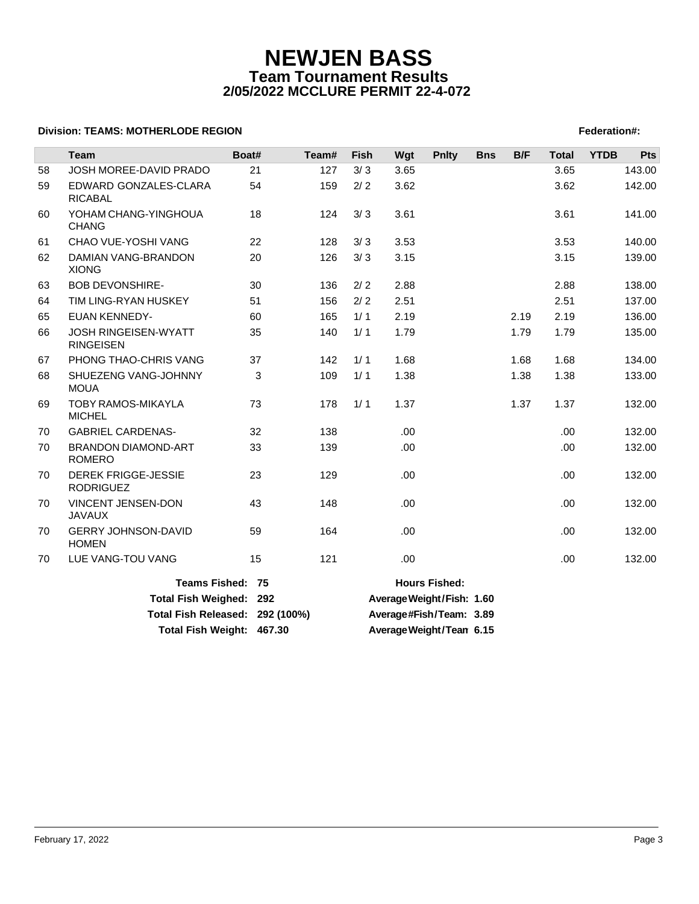# NEWJEN BASS

## Team Tournament Results

## 2/05/2022 MCCLURE PERMIT 22-4-072

**Division: TEAMS: MOTHERLODE REGION** **Federation#:**

| | Team | Boat# | Team# | Fish | Wgt | Pnlty | Bns | B/F | Total | YTDB | Pts |
|---|---|---|---|---|---|---|---|---|---|---|---|
| 58 | JOSH MOREE-DAVID PRADO | 21 | 127 | 3/ 3 | 3.65 | | | | 3.65 | | 143.00 |
| 59 | EDWARD GONZALES-CLARA RICABAL | 54 | 159 | 2/ 2 | 3.62 | | | | 3.62 | | 142.00 |
| 60 | YOHAM CHANG-YINGHOUA CHANG | 18 | 124 | 3/ 3 | 3.61 | | | | 3.61 | | 141.00 |
| 61 | CHAO VUE-YOSHI VANG | 22 | 128 | 3/ 3 | 3.53 | | | | 3.53 | | 140.00 |
| 62 | DAMIAN VANG-BRANDON XIONG | 20 | 126 | 3/ 3 | 3.15 | | | | 3.15 | | 139.00 |
| 63 | BOB DEVONSHIRE- | 30 | 136 | 2/ 2 | 2.88 | | | | 2.88 | | 138.00 |
| 64 | TIM LING-RYAN HUSKEY | 51 | 156 | 2/ 2 | 2.51 | | | | 2.51 | | 137.00 |
| 65 | EUAN KENNEDY- | 60 | 165 | 1/ 1 | 2.19 | | | 2.19 | 2.19 | | 136.00 |
| 66 | JOSH RINGEISEN-WYATT RINGEISEN | 35 | 140 | 1/ 1 | 1.79 | | | 1.79 | 1.79 | | 135.00 |
| 67 | PHONG THAO-CHRIS VANG | 37 | 142 | 1/ 1 | 1.68 | | | 1.68 | 1.68 | | 134.00 |
| 68 | SHUEZENG VANG-JOHNNY MOUA | 3 | 109 | 1/ 1 | 1.38 | | | 1.38 | 1.38 | | 133.00 |
| 69 | TOBY RAMOS-MIKAYLA MICHEL | 73 | 178 | 1/ 1 | 1.37 | | | 1.37 | 1.37 | | 132.00 |
| 70 | GABRIEL CARDENAS- | 32 | 138 | | .00 | | | | .00 | | 132.00 |
| 70 | BRANDON DIAMOND-ART ROMERO | 33 | 139 | | .00 | | | | .00 | | 132.00 |
| 70 | DEREK FRIGGE-JESSIE RODRIGUEZ | 23 | 129 | | .00 | | | | .00 | | 132.00 |
| 70 | VINCENT JENSEN-DON JAVAUX | 43 | 148 | | .00 | | | | .00 | | 132.00 |
| 70 | GERRY JOHNSON-DAVID HOMEN | 59 | 164 | | .00 | | | | .00 | | 132.00 |
| 70 | LUE VANG-TOU VANG | 15 | 121 | | .00 | | | | .00 | | 132.00 |

**Teams Fished:** 75 **Hours Fished:**

**Total Fish Weighed:** 292 **Average Weight/Fish:** 1.60

**Total Fish Released:** 292 (100%) **Average#Fish/Team:** 3.89

**Total Fish Weight:** 467.30 **Average Weight/Tean** 6.15

February 17, 2022